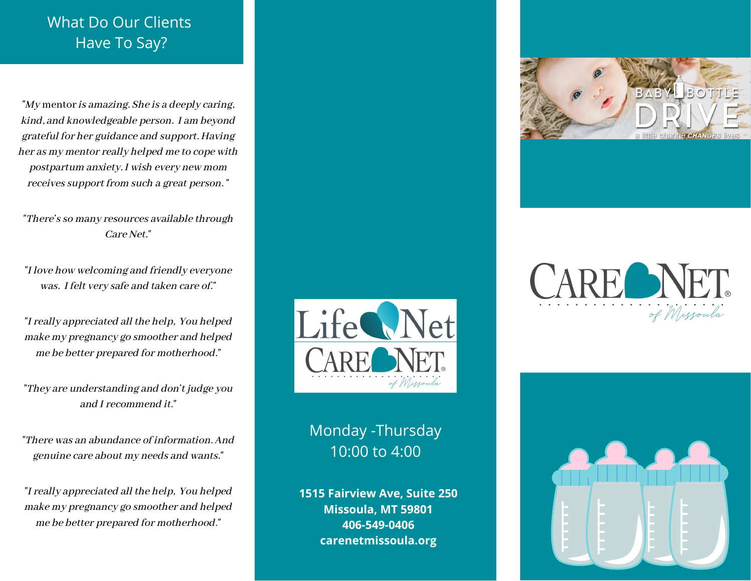## What Do Our Clients Have To Say?

*"My mentor is amazing. She is a deeply caring, kind, and knowledgeable person. I am beyond grateful for her guidance and support. Having her as my mentor really helped me to cope with postpartum anxiety. I wish every new mom receives support from such a great person."*

*"There's so many resources available through Care Net."*

*"I love how welcoming and friendly everyone was. I felt very safe and taken care of."*

*"I really appreciated all the help, You helped make my pregnancy go smoother and helped me be better prepared for motherhood."*

*"They are understanding and don't judge you and I recommend it."*

*"There was an abundance of information. And genuine care about my needs and wants."*

*"I really appreciated all the help, You helped make my pregnancy go smoother and helped me be better prepared for motherhood."*

LifeNet
CARE NET of Missoula

Monday -Thursday
10:00 to 4:00

**1515 Fairview Ave, Suite 250**
**Missoula, MT 59801**
**406-549-0406**
**carenetmissoula.org**

BABY BOTTLE DRIVE
a little change CHANGES lives

CARE NET® of Missoula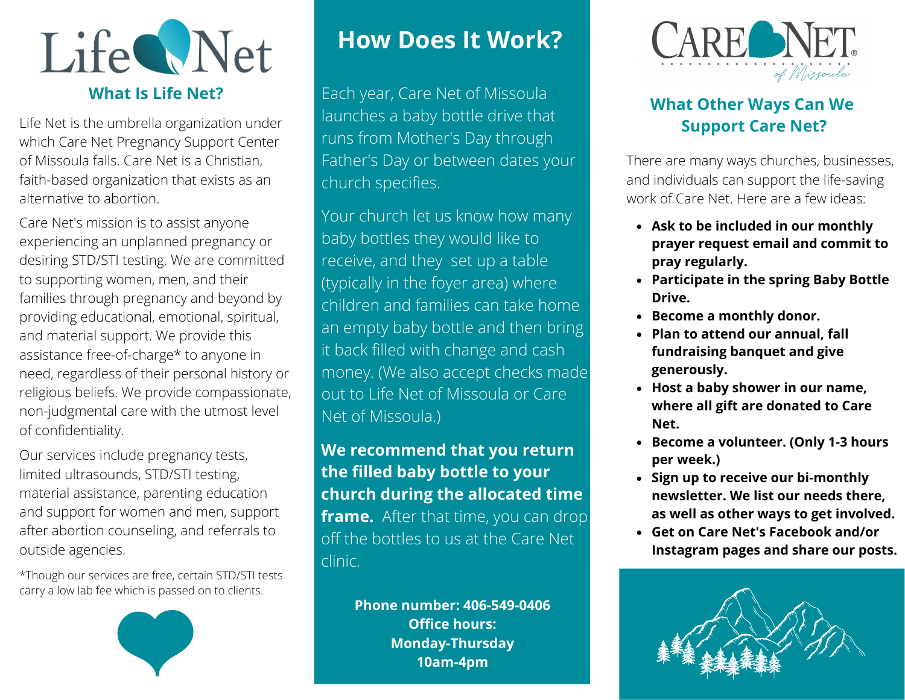# Life Net

## What Is Life Net?

Life Net is the umbrella organization under which Care Net Pregnancy Support Center of Missoula falls. Care Net is a Christian, faith-based organization that exists as an alternative to abortion.

Care Net's mission is to assist anyone experiencing an unplanned pregnancy or desiring STD/STI testing. We are committed to supporting women, men, and their families through pregnancy and beyond by providing educational, emotional, spiritual, and material support. We provide this assistance free-of-charge* to anyone in need, regardless of their personal history or religious beliefs. We provide compassionate, non-judgmental care with the utmost level of confidentiality.

Our services include pregnancy tests, limited ultrasounds, STD/STI testing, material assistance, parenting education and support for women and men, support after abortion counseling, and referrals to outside agencies.

*Though our services are free, certain STD/STI tests carry a low lab fee which is passed on to clients.

## How Does It Work?

Each year, Care Net of Missoula launches a baby bottle drive that runs from Mother's Day through Father's Day or between dates your church specifies.

Your church let us know how many baby bottles they would like to receive, and they set up a table (typically in the foyer area) where children and families can take home an empty baby bottle and then bring it back filled with change and cash money. (We also accept checks made out to Life Net of Missoula or Care Net of Missoula.)

**We recommend that you return the filled baby bottle to your church during the allocated time frame.** After that time, you can drop off the bottles to us at the Care Net clinic.

**Phone number: 406-549-0406**
**Office hours:**
**Monday-Thursday**
**10am-4pm**

# Care Net of Missoula

## What Other Ways Can We Support Care Net?

There are many ways churches, businesses, and individuals can support the life-saving work of Care Net. Here are a few ideas:

- **Ask to be included in our monthly prayer request email and commit to pray regularly.**
- **Participate in the spring Baby Bottle Drive.**
- **Become a monthly donor.**
- **Plan to attend our annual, fall fundraising banquet and give generously.**
- **Host a baby shower in our name, where all gift are donated to Care Net.**
- **Become a volunteer. (Only 1-3 hours per week.)**
- **Sign up to receive our bi-monthly newsletter. We list our needs there, as well as other ways to get involved.**
- **Get on Care Net's Facebook and/or Instagram pages and share our posts.**